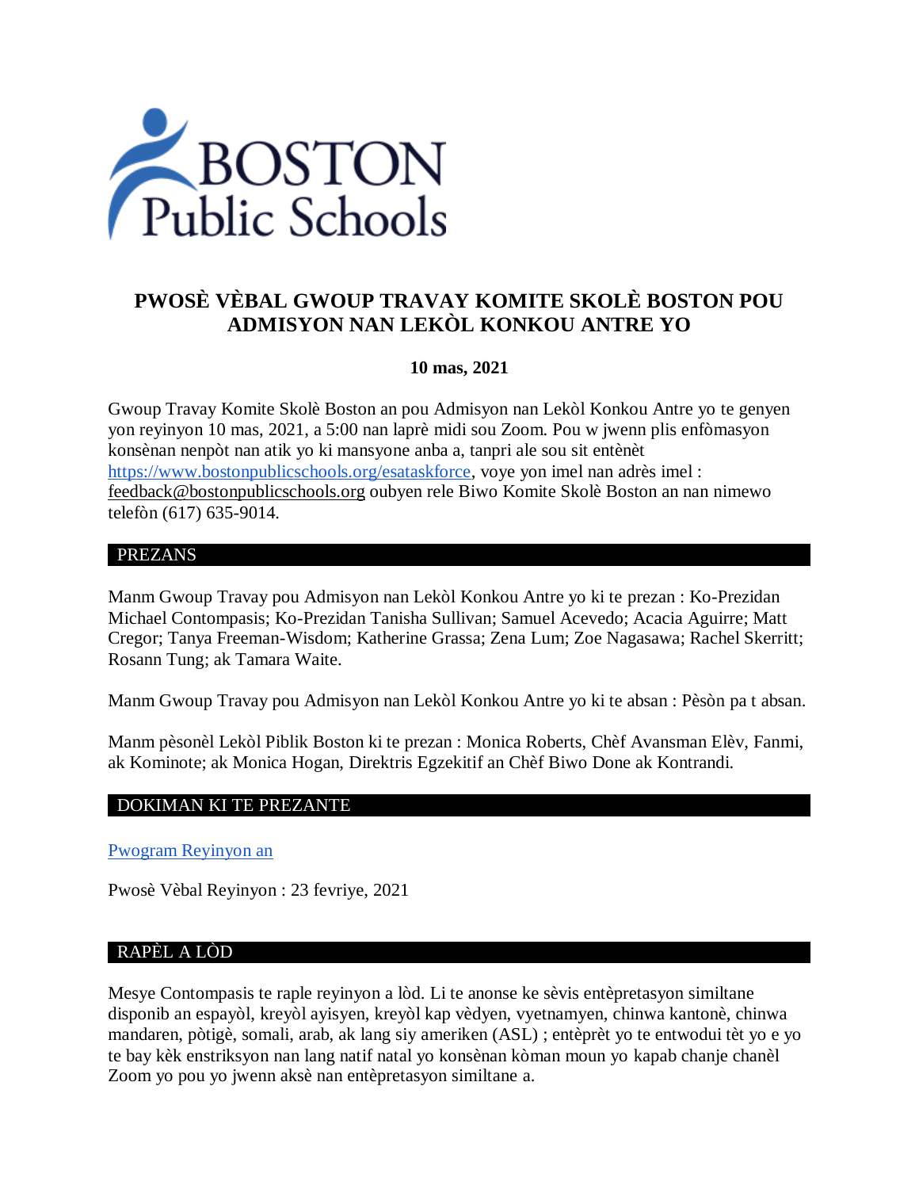# PWOSÈ VÈBAL GWOUP TRAVAY KOMITE SKOLÈ BOSTON POU ADMISYON NAN LEKÒL KONKOU ANTRE YO

**10 mas, 2021**

Gwoup Travay Komite Skolè Boston an pou Admisyon nan Lekòl Konkou Antre yo te genyen yon reyinyon 10 mas, 2021, a 5:00 nan laprè midi sou Zoom. Pou w jwenn plis enfòmasyon konsènan nenpòt nan atik yo ki mansyone anba a, tanpri ale sou sit entènèt https://www.bostonpublicschools.org/esataskforce, voye yon imel nan adrès imel : feedback@bostonpublicschools.org oubyen rele Biwo Komite Skolè Boston an nan nimewo telefòn (617) 635-9014.

## PREZANS

Manm Gwoup Travay pou Admisyon nan Lekòl Konkou Antre yo ki te prezan : Ko-Prezidan Michael Contompasis; Ko-Prezidan Tanisha Sullivan; Samuel Acevedo; Acacia Aguirre; Matt Cregor; Tanya Freeman-Wisdom; Katherine Grassa; Zena Lum; Zoe Nagasawa; Rachel Skerritt; Rosann Tung; ak Tamara Waite.

Manm Gwoup Travay pou Admisyon nan Lekòl Konkou Antre yo ki te absan : Pèsòn pa t absan.

Manm pèsonèl Lekòl Piblik Boston ki te prezan : Monica Roberts, Chèf Avansman Elèv, Fanmi, ak Kominote; ak Monica Hogan, Direktris Egzekitif an Chèf Biwo Done ak Kontrandi.

## DOKIMAN KI TE PREZANTE

Pwogram Reyinyon an

Pwosè Vèbal Reyinyon : 23 fevriye, 2021

## RAPÈL A LÒD

Mesye Contompasis te raple reyinyon a lòd. Li te anonse ke sèvis entèpretasyon similtane disponib an espayòl, kreyòl ayisyen, kreyòl kap vèdyen, vyetnamyen, chinwa kantonè, chinwa mandaren, pòtigè, somali, arab, ak lang siy ameriken (ASL) ; entèprèt yo te entwodui tèt yo e yo te bay kèk enstriksyon nan lang natif natal yo konsènan kòman moun yo kapab chanje chanèl Zoom yo pou yo jwenn aksè nan entèpretasyon similtane a.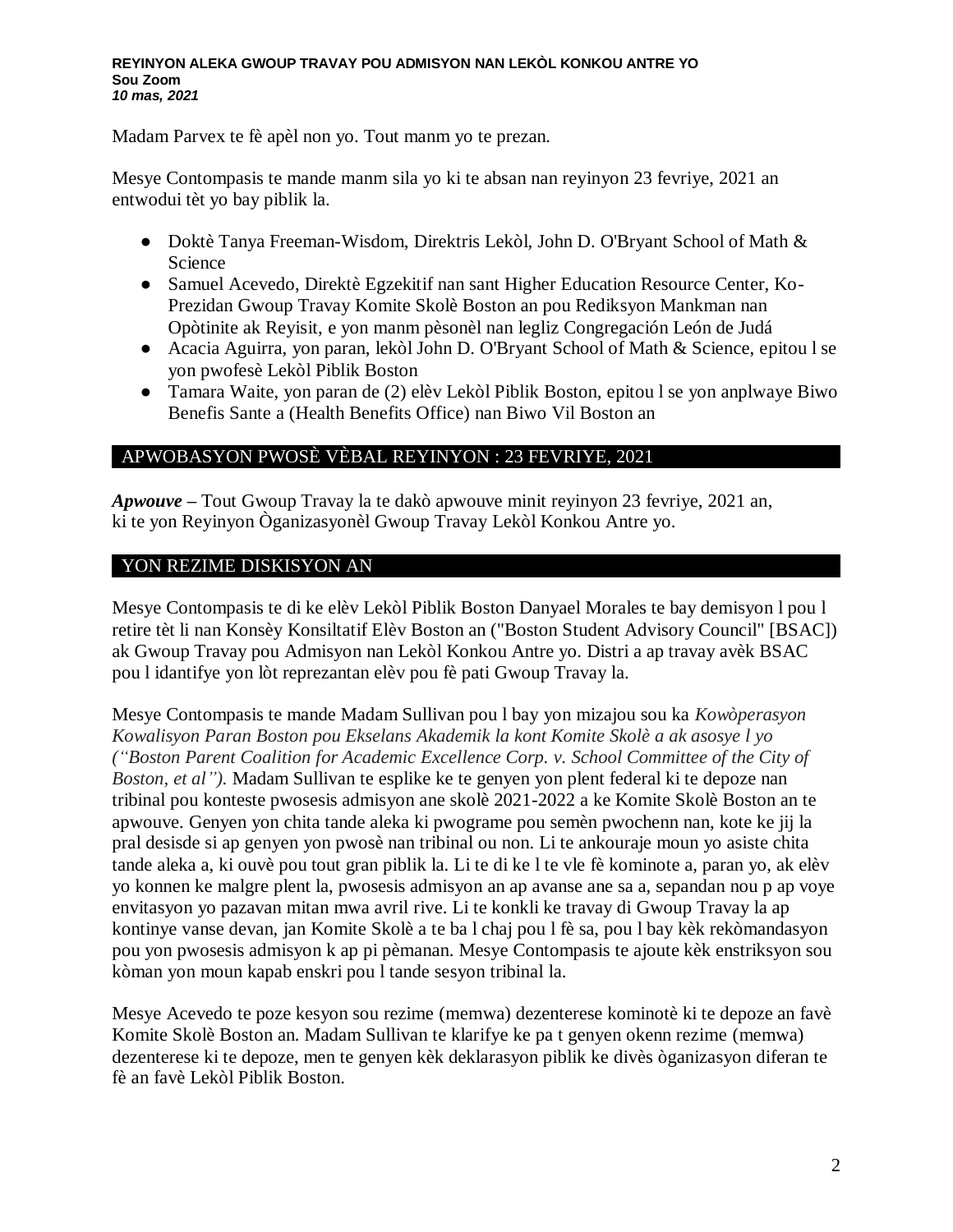Madam Parvex te fè apèl non yo. Tout manm yo te prezan.

Mesye Contompasis te mande manm sila yo ki te absan nan reyinyon 23 fevriye, 2021 an entwodui tèt yo bay piblik la.

- Doktè Tanya Freeman-Wisdom, Direktris Lekòl, John D. O'Bryant School of Math & Science
- Samuel Acevedo, Direktè Egzekitif nan sant Higher Education Resource Center, Ko-Prezidan Gwoup Travay Komite Skolè Boston an pou Rediksyon Mankman nan Opòtinite ak Reyisit, e yon manm pèsonèl nan legliz Congregación León de Judá
- Acacia Aguirra, yon paran, lekòl John D. O'Bryant School of Math & Science, epitou l se yon pwofesè Lekòl Piblik Boston
- Tamara Waite, yon paran de (2) elèv Lekòl Piblik Boston, epitou l se yon anplwaye Biwo Benefis Sante a (Health Benefits Office) nan Biwo Vil Boston an

## APWOBASYON PWOSÈ VÈBAL REYINYON : 23 FEVRIYE, 2021

***Apwouve*** – Tout Gwoup Travay la te dakò apwouve minit reyinyon 23 fevriye, 2021 an, ki te yon Reyinyon Òganizasyonèl Gwoup Travay Lekòl Konkou Antre yo.

## YON REZIME DISKISYON AN

Mesye Contompasis te di ke elèv Lekòl Piblik Boston Danyael Morales te bay demisyon l pou l retire tèt li nan Konsèy Konsiltatif Elèv Boston an ("Boston Student Advisory Council" [BSAC]) ak Gwoup Travay pou Admisyon nan Lekòl Konkou Antre yo. Distri a ap travay avèk BSAC pou l idantifye yon lòt reprezantan elèv pou fè pati Gwoup Travay la.

Mesye Contompasis te mande Madam Sullivan pou l bay yon mizajou sou ka *Kowòperasyon Kowalisyon Paran Boston pou Ekselans Akademik la kont Komite Skolè a ak asosye l yo ("Boston Parent Coalition for Academic Excellence Corp. v. School Committee of the City of Boston, et al").* Madam Sullivan te esplike ke te genyen yon plent federal ki te depoze nan tribinal pou konteste pwosesis admisyon ane skolè 2021-2022 a ke Komite Skolè Boston an te apwouve. Genyen yon chita tande aleka ki pwograme pou semèn pwochenn nan, kote ke jij la pral desisde si ap genyen yon pwosè nan tribinal ou non. Li te ankouraje moun yo asiste chita tande aleka a, ki ouvè pou tout gran piblik la. Li te di ke l te vle fè kominote a, paran yo, ak elèv yo konnen ke malgre plent la, pwosesis admisyon an ap avanse ane sa a, sepandan nou p ap voye envitasyon yo pazavan mitan mwa avril rive. Li te konkli ke travay di Gwoup Travay la ap kontinye vanse devan, jan Komite Skolè a te ba l chaj pou l fè sa, pou l bay kèk rekòmandasyon pou yon pwosesis admisyon k ap pi pèmanan. Mesye Contompasis te ajoute kèk enstriksyon sou kòman yon moun kapab enskri pou l tande sesyon tribinal la.

Mesye Acevedo te poze kesyon sou rezime (memwa) dezenterese kominotè ki te depoze an favè Komite Skolè Boston an. Madam Sullivan te klarifye ke pa t genyen okenn rezime (memwa) dezenterese ki te depoze, men te genyen kèk deklarasyon piblik ke divès òganizasyon diferan te fè an favè Lekòl Piblik Boston.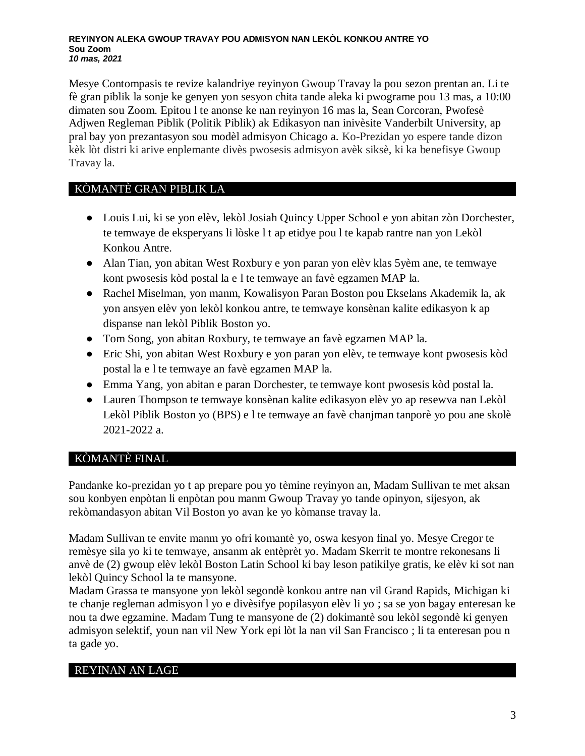**REYINYON ALEKA GWOUP TRAVAY POU ADMISYON NAN LEKÒL KONKOU ANTRE YO**
**Sou Zoom**
***10 mas, 2021***

Mesye Contompasis te revize kalandriye reyinyon Gwoup Travay la pou sezon prentan an. Li te fè gran piblik la sonje ke genyen yon sesyon chita tande aleka ki pwograme pou 13 mas, a 10:00 dimaten sou Zoom. Epitou l te anonse ke nan reyinyon 16 mas la, Sean Corcoran, Pwofesè Adjwen Regleman Piblik (Politik Piblik) ak Edikasyon nan inivèsite Vanderbilt University, ap pral bay yon prezantasyon sou modèl admisyon Chicago a. Ko-Prezidan yo espere tande dizon kèk lòt distri ki arive enplemante divès pwosesis admisyon avèk siksè, ki ka benefisye Gwoup Travay la.

## KÒMANTÈ GRAN PIBLIK LA

- Louis Lui, ki se yon elèv, lekòl Josiah Quincy Upper School e yon abitan zòn Dorchester, te temwaye de eksperyans li lòske l t ap etidye pou l te kapab rantre nan yon Lekòl Konkou Antre.
- Alan Tian, yon abitan West Roxbury e yon paran yon elèv klas 5yèm ane, te temwaye kont pwosesis kòd postal la e l te temwaye an favè egzamen MAP la.
- Rachel Miselman, yon manm, Kowalisyon Paran Boston pou Ekselans Akademik la, ak yon ansyen elèv yon lekòl konkou antre, te temwaye konsènan kalite edikasyon k ap dispanse nan lekòl Piblik Boston yo.
- Tom Song, yon abitan Roxbury, te temwaye an favè egzamen MAP la.
- Eric Shi, yon abitan West Roxbury e yon paran yon elèv, te temwaye kont pwosesis kòd postal la e l te temwaye an favè egzamen MAP la.
- Emma Yang, yon abitan e paran Dorchester, te temwaye kont pwosesis kòd postal la.
- Lauren Thompson te temwaye konsènan kalite edikasyon elèv yo ap resewva nan Lekòl Lekòl Piblik Boston yo (BPS) e l te temwaye an favè chanjman tanporè yo pou ane skolè 2021-2022 a.

## KÒMANTÈ FINAL

Pandanke ko-prezidan yo t ap prepare pou yo tèmine reyinyon an, Madam Sullivan te met aksan sou konbyen enpòtan li enpòtan pou manm Gwoup Travay yo tande opinyon, sijesyon, ak rekòmandasyon abitan Vil Boston yo avan ke yo kòmanse travay la.

Madam Sullivan te envite manm yo ofri komantè yo, oswa kesyon final yo. Mesye Cregor te remèsye sila yo ki te temwaye, ansanm ak entèprèt yo. Madam Skerrit te montre rekonesans li anvè de (2) gwoup elèv lekòl Boston Latin School ki bay leson patikilye gratis, ke elèv ki sot nan lekòl Quincy School la te mansyone.
Madam Grassa te mansyone yon lekòl segondè konkou antre nan vil Grand Rapids, Michigan ki te chanje regleman admisyon l yo e divèsifye popilasyon elèv li yo ; sa se yon bagay enteresan ke nou ta dwe egzamine. Madam Tung te mansyone de (2) dokimantè sou lekòl segondè ki genyen admisyon selektif, youn nan vil New York epi lòt la nan vil San Francisco ; li ta enteresan pou n ta gade yo.

## REYINAN AN LAGE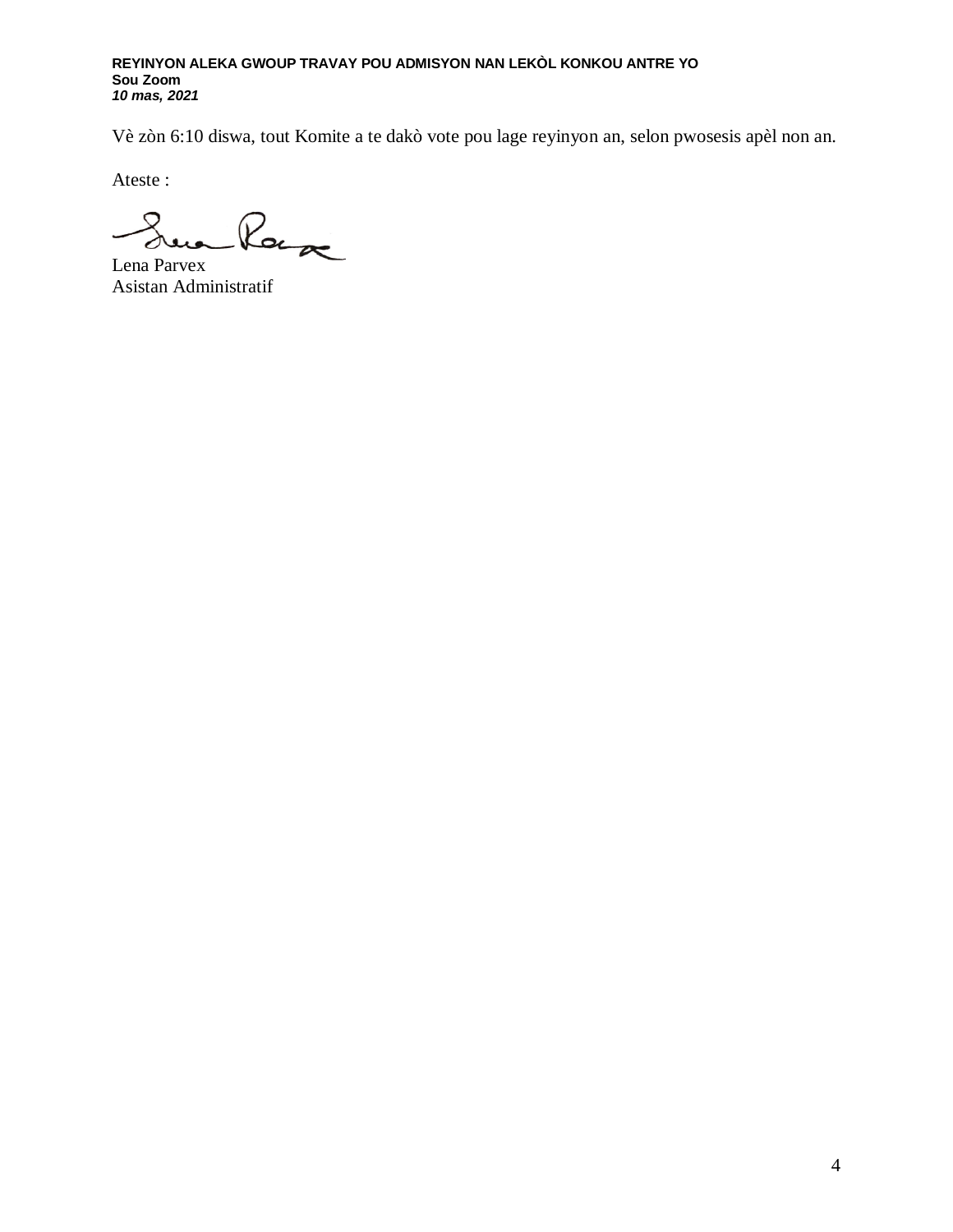Vè zòn 6:10 diswa, tout Komite a te dakò vote pou lage reyinyon an, selon pwosesis apèl non an.

Ateste :

Lena Parvex
Asistan Administratif